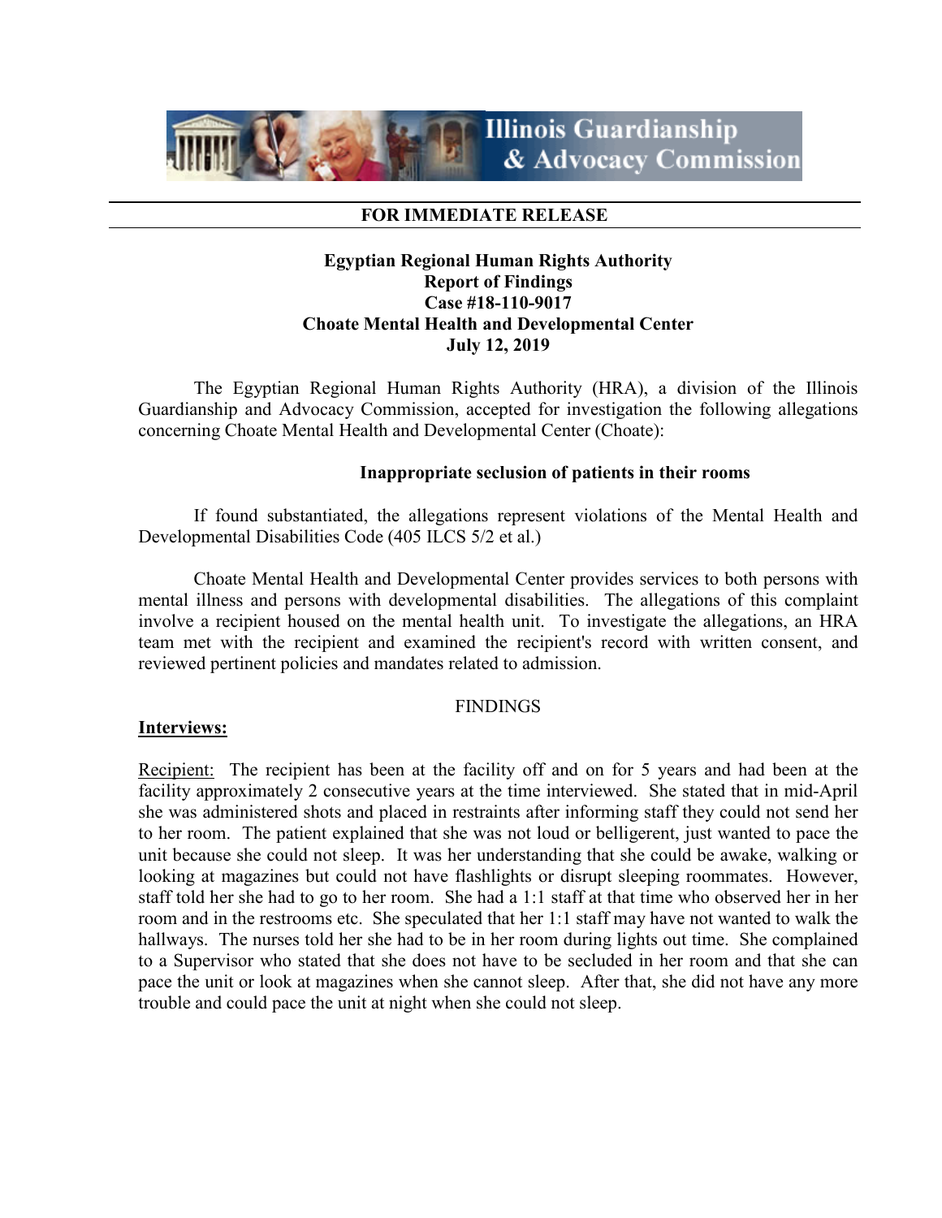Illinois Guardianship & Advocacy Commission

**FOR IMMEDIATE RELEASE**

**Egyptian Regional Human Rights Authority**
**Report of Findings**
**Case #18-110-9017**
**Choate Mental Health and Developmental Center**
**July 12, 2019**

The Egyptian Regional Human Rights Authority (HRA), a division of the Illinois Guardianship and Advocacy Commission, accepted for investigation the following allegations concerning Choate Mental Health and Developmental Center (Choate):

**Inappropriate seclusion of patients in their rooms**

If found substantiated, the allegations represent violations of the Mental Health and Developmental Disabilities Code (405 ILCS 5/2 et al.)

Choate Mental Health and Developmental Center provides services to both persons with mental illness and persons with developmental disabilities. The allegations of this complaint involve a recipient housed on the mental health unit. To investigate the allegations, an HRA team met with the recipient and examined the recipient's record with written consent, and reviewed pertinent policies and mandates related to admission.

FINDINGS

**Interviews:**

Recipient: The recipient has been at the facility off and on for 5 years and had been at the facility approximately 2 consecutive years at the time interviewed. She stated that in mid-April she was administered shots and placed in restraints after informing staff they could not send her to her room. The patient explained that she was not loud or belligerent, just wanted to pace the unit because she could not sleep. It was her understanding that she could be awake, walking or looking at magazines but could not have flashlights or disrupt sleeping roommates. However, staff told her she had to go to her room. She had a 1:1 staff at that time who observed her in her room and in the restrooms etc. She speculated that her 1:1 staff may have not wanted to walk the hallways. The nurses told her she had to be in her room during lights out time. She complained to a Supervisor who stated that she does not have to be secluded in her room and that she can pace the unit or look at magazines when she cannot sleep. After that, she did not have any more trouble and could pace the unit at night when she could not sleep.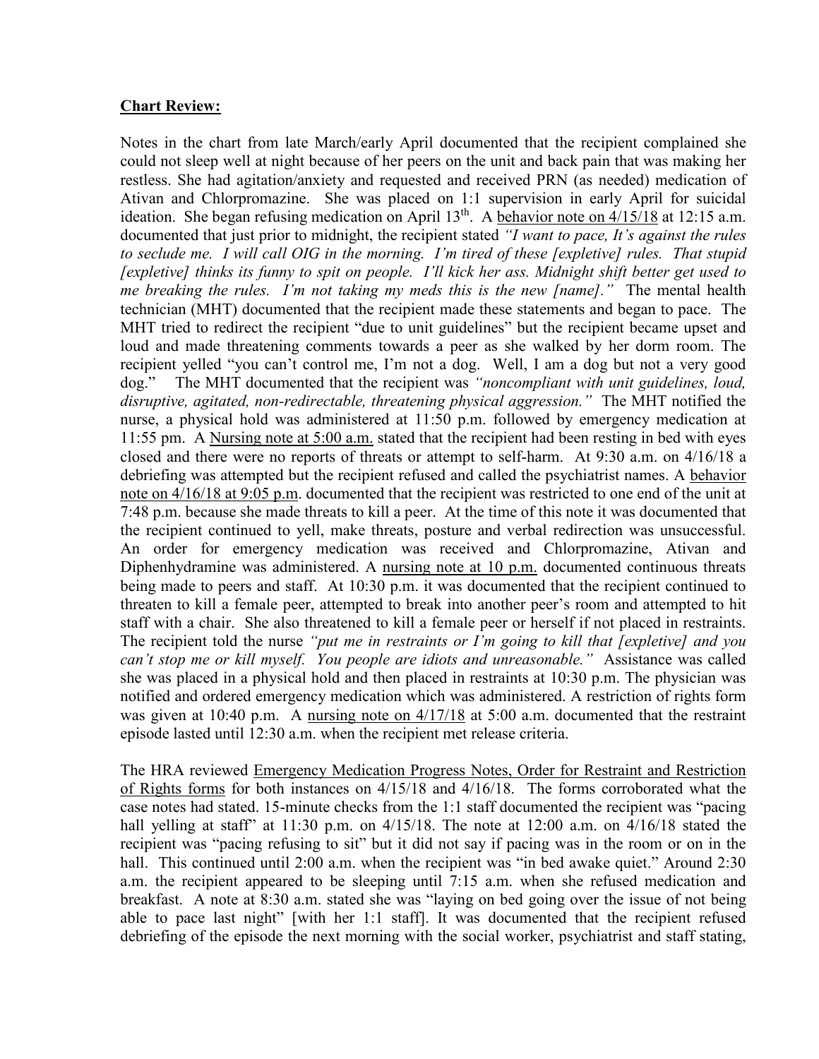**Chart Review:**

Notes in the chart from late March/early April documented that the recipient complained she could not sleep well at night because of her peers on the unit and back pain that was making her restless. She had agitation/anxiety and requested and received PRN (as needed) medication of Ativan and Chlorpromazine. She was placed on 1:1 supervision in early April for suicidal ideation. She began refusing medication on April 13th. A behavior note on 4/15/18 at 12:15 a.m. documented that just prior to midnight, the recipient stated *"I want to pace, It's against the rules to seclude me. I will call OIG in the morning. I'm tired of these [expletive] rules. That stupid [expletive] thinks its funny to spit on people. I'll kick her ass. Midnight shift better get used to me breaking the rules. I'm not taking my meds this is the new [name]."* The mental health technician (MHT) documented that the recipient made these statements and began to pace. The MHT tried to redirect the recipient "due to unit guidelines" but the recipient became upset and loud and made threatening comments towards a peer as she walked by her dorm room. The recipient yelled "you can't control me, I'm not a dog. Well, I am a dog but not a very good dog." The MHT documented that the recipient was *"noncompliant with unit guidelines, loud, disruptive, agitated, non-redirectable, threatening physical aggression."* The MHT notified the nurse, a physical hold was administered at 11:50 p.m. followed by emergency medication at 11:55 pm. A Nursing note at 5:00 a.m. stated that the recipient had been resting in bed with eyes closed and there were no reports of threats or attempt to self-harm. At 9:30 a.m. on 4/16/18 a debriefing was attempted but the recipient refused and called the psychiatrist names. A behavior note on 4/16/18 at 9:05 p.m. documented that the recipient was restricted to one end of the unit at 7:48 p.m. because she made threats to kill a peer. At the time of this note it was documented that the recipient continued to yell, make threats, posture and verbal redirection was unsuccessful. An order for emergency medication was received and Chlorpromazine, Ativan and Diphenhydramine was administered. A nursing note at 10 p.m. documented continuous threats being made to peers and staff. At 10:30 p.m. it was documented that the recipient continued to threaten to kill a female peer, attempted to break into another peer's room and attempted to hit staff with a chair. She also threatened to kill a female peer or herself if not placed in restraints. The recipient told the nurse *"put me in restraints or I'm going to kill that [expletive] and you can't stop me or kill myself. You people are idiots and unreasonable."* Assistance was called she was placed in a physical hold and then placed in restraints at 10:30 p.m. The physician was notified and ordered emergency medication which was administered. A restriction of rights form was given at 10:40 p.m. A nursing note on 4/17/18 at 5:00 a.m. documented that the restraint episode lasted until 12:30 a.m. when the recipient met release criteria.

The HRA reviewed Emergency Medication Progress Notes, Order for Restraint and Restriction of Rights forms for both instances on 4/15/18 and 4/16/18. The forms corroborated what the case notes had stated. 15-minute checks from the 1:1 staff documented the recipient was "pacing hall yelling at staff" at 11:30 p.m. on 4/15/18. The note at 12:00 a.m. on 4/16/18 stated the recipient was "pacing refusing to sit" but it did not say if pacing was in the room or on in the hall. This continued until 2:00 a.m. when the recipient was "in bed awake quiet." Around 2:30 a.m. the recipient appeared to be sleeping until 7:15 a.m. when she refused medication and breakfast. A note at 8:30 a.m. stated she was "laying on bed going over the issue of not being able to pace last night" [with her 1:1 staff]. It was documented that the recipient refused debriefing of the episode the next morning with the social worker, psychiatrist and staff stating,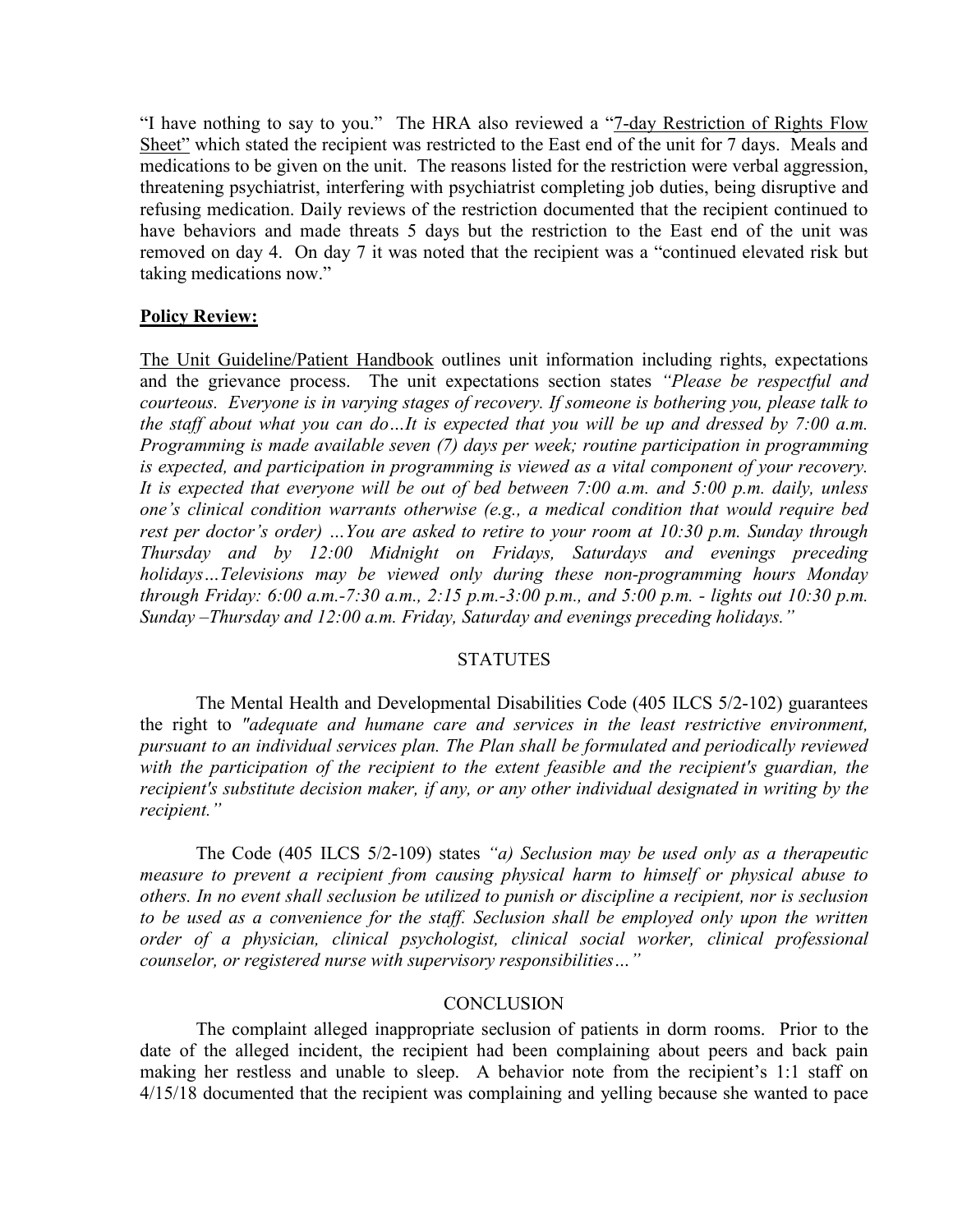"I have nothing to say to you." The HRA also reviewed a "7-day Restriction of Rights Flow Sheet" which stated the recipient was restricted to the East end of the unit for 7 days. Meals and medications to be given on the unit. The reasons listed for the restriction were verbal aggression, threatening psychiatrist, interfering with psychiatrist completing job duties, being disruptive and refusing medication. Daily reviews of the restriction documented that the recipient continued to have behaviors and made threats 5 days but the restriction to the East end of the unit was removed on day 4. On day 7 it was noted that the recipient was a "continued elevated risk but taking medications now."

**Policy Review:**

The Unit Guideline/Patient Handbook outlines unit information including rights, expectations and the grievance process. The unit expectations section states *"Please be respectful and courteous. Everyone is in varying stages of recovery. If someone is bothering you, please talk to the staff about what you can do…It is expected that you will be up and dressed by 7:00 a.m. Programming is made available seven (7) days per week; routine participation in programming is expected, and participation in programming is viewed as a vital component of your recovery. It is expected that everyone will be out of bed between 7:00 a.m. and 5:00 p.m. daily, unless one's clinical condition warrants otherwise (e.g., a medical condition that would require bed rest per doctor's order) …You are asked to retire to your room at 10:30 p.m. Sunday through Thursday and by 12:00 Midnight on Fridays, Saturdays and evenings preceding holidays…Televisions may be viewed only during these non-programming hours Monday through Friday: 6:00 a.m.-7:30 a.m., 2:15 p.m.-3:00 p.m., and 5:00 p.m. - lights out 10:30 p.m. Sunday –Thursday and 12:00 a.m. Friday, Saturday and evenings preceding holidays."*

## STATUTES

The Mental Health and Developmental Disabilities Code (405 ILCS 5/2-102) guarantees the right to *"adequate and humane care and services in the least restrictive environment, pursuant to an individual services plan. The Plan shall be formulated and periodically reviewed with the participation of the recipient to the extent feasible and the recipient's guardian, the recipient's substitute decision maker, if any, or any other individual designated in writing by the recipient."*

The Code (405 ILCS 5/2-109) states *"a) Seclusion may be used only as a therapeutic measure to prevent a recipient from causing physical harm to himself or physical abuse to others. In no event shall seclusion be utilized to punish or discipline a recipient, nor is seclusion to be used as a convenience for the staff. Seclusion shall be employed only upon the written order of a physician, clinical psychologist, clinical social worker, clinical professional counselor, or registered nurse with supervisory responsibilities…"*

## CONCLUSION

The complaint alleged inappropriate seclusion of patients in dorm rooms. Prior to the date of the alleged incident, the recipient had been complaining about peers and back pain making her restless and unable to sleep. A behavior note from the recipient's 1:1 staff on 4/15/18 documented that the recipient was complaining and yelling because she wanted to pace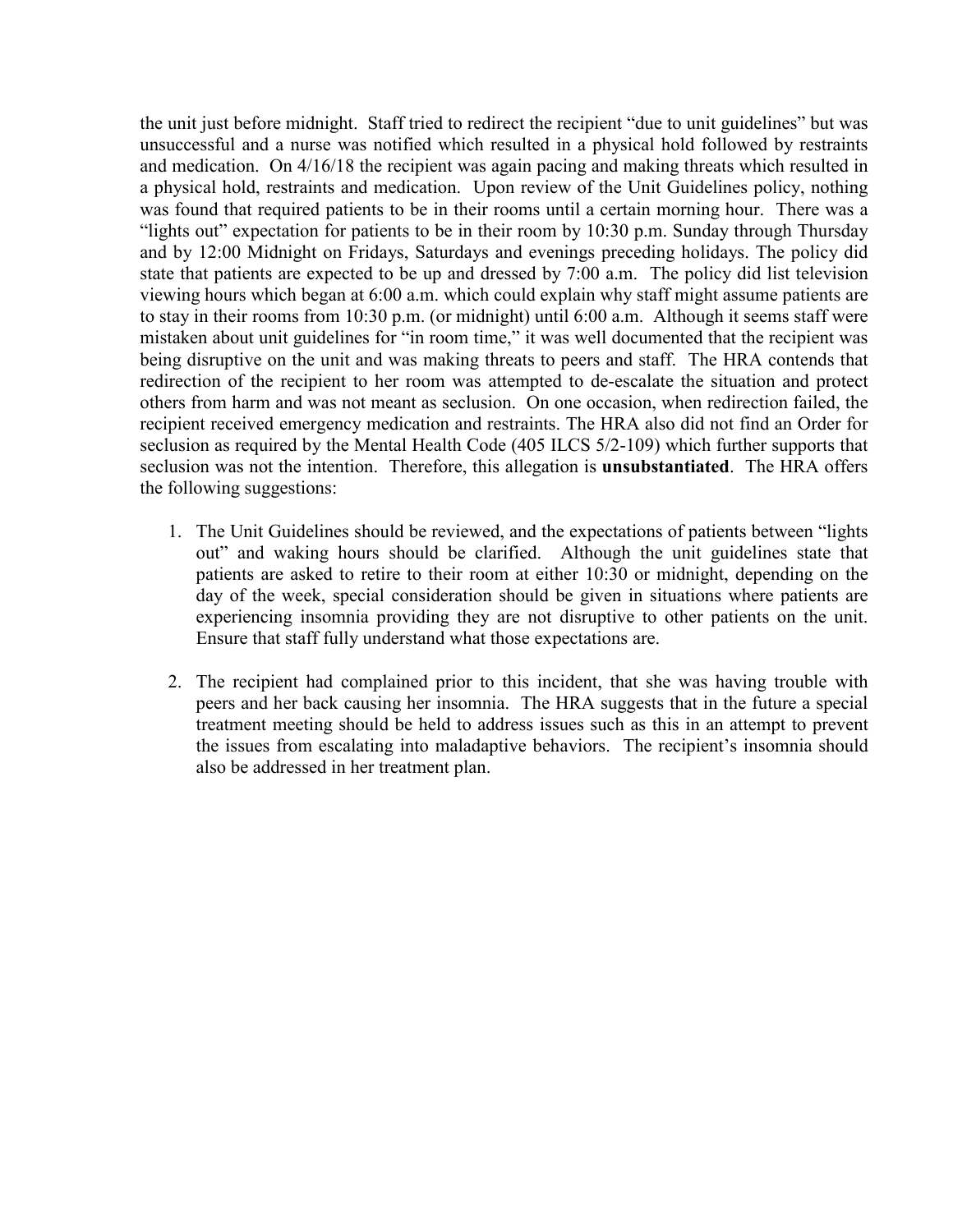the unit just before midnight. Staff tried to redirect the recipient "due to unit guidelines" but was unsuccessful and a nurse was notified which resulted in a physical hold followed by restraints and medication. On 4/16/18 the recipient was again pacing and making threats which resulted in a physical hold, restraints and medication. Upon review of the Unit Guidelines policy, nothing was found that required patients to be in their rooms until a certain morning hour. There was a "lights out" expectation for patients to be in their room by 10:30 p.m. Sunday through Thursday and by 12:00 Midnight on Fridays, Saturdays and evenings preceding holidays. The policy did state that patients are expected to be up and dressed by 7:00 a.m. The policy did list television viewing hours which began at 6:00 a.m. which could explain why staff might assume patients are to stay in their rooms from 10:30 p.m. (or midnight) until 6:00 a.m. Although it seems staff were mistaken about unit guidelines for "in room time," it was well documented that the recipient was being disruptive on the unit and was making threats to peers and staff. The HRA contends that redirection of the recipient to her room was attempted to de-escalate the situation and protect others from harm and was not meant as seclusion. On one occasion, when redirection failed, the recipient received emergency medication and restraints. The HRA also did not find an Order for seclusion as required by the Mental Health Code (405 ILCS 5/2-109) which further supports that seclusion was not the intention. Therefore, this allegation is **unsubstantiated**. The HRA offers the following suggestions:

1. The Unit Guidelines should be reviewed, and the expectations of patients between "lights out" and waking hours should be clarified. Although the unit guidelines state that patients are asked to retire to their room at either 10:30 or midnight, depending on the day of the week, special consideration should be given in situations where patients are experiencing insomnia providing they are not disruptive to other patients on the unit. Ensure that staff fully understand what those expectations are.

2. The recipient had complained prior to this incident, that she was having trouble with peers and her back causing her insomnia. The HRA suggests that in the future a special treatment meeting should be held to address issues such as this in an attempt to prevent the issues from escalating into maladaptive behaviors. The recipient's insomnia should also be addressed in her treatment plan.